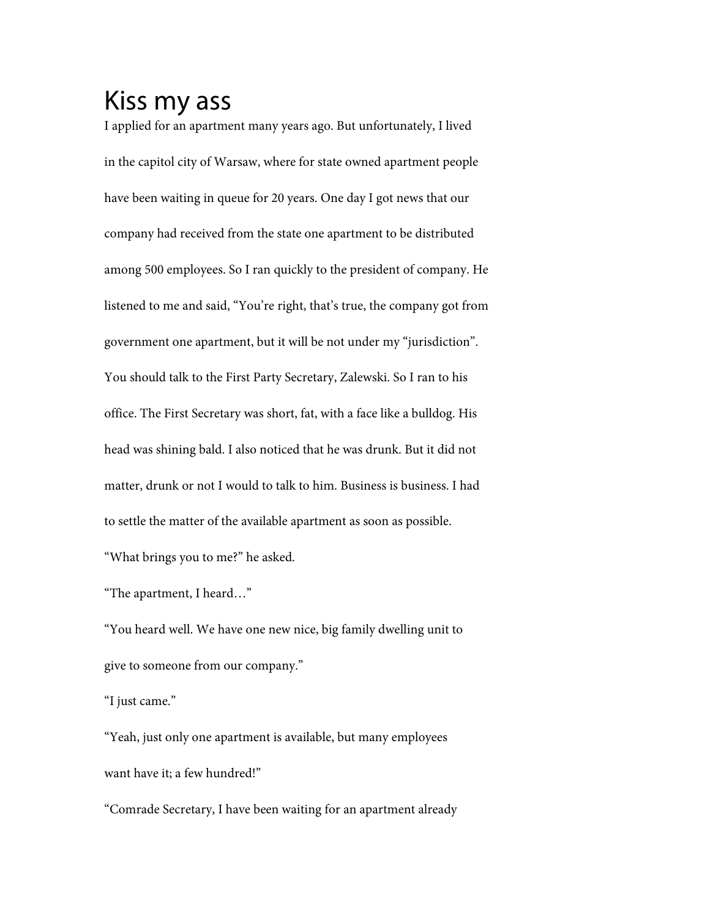# Kiss my ass

I applied for an apartment many years ago. But unfortunately, I lived in the capitol city of Warsaw, where for state owned apartment people have been waiting in queue for 20 years. One day I got news that our company had received from the state one apartment to be distributed among 500 employees. So I ran quickly to the president of company. He listened to me and said, "You're right, that's true, the company got from government one apartment, but it will be not under my "jurisdiction". You should talk to the First Party Secretary, Zalewski. So I ran to his office. The First Secretary was short, fat, with a face like a bulldog. His head was shining bald. I also noticed that he was drunk. But it did not matter, drunk or not I would to talk to him. Business is business. I had to settle the matter of the available apartment as soon as possible.

"What brings you to me?" he asked.

"The apartment, I heard…"

"You heard well. We have one new nice, big family dwelling unit to give to someone from our company."

"I just came."

"Yeah, just only one apartment is available, but many employees want have it; a few hundred!"

"Comrade Secretary, I have been waiting for an apartment already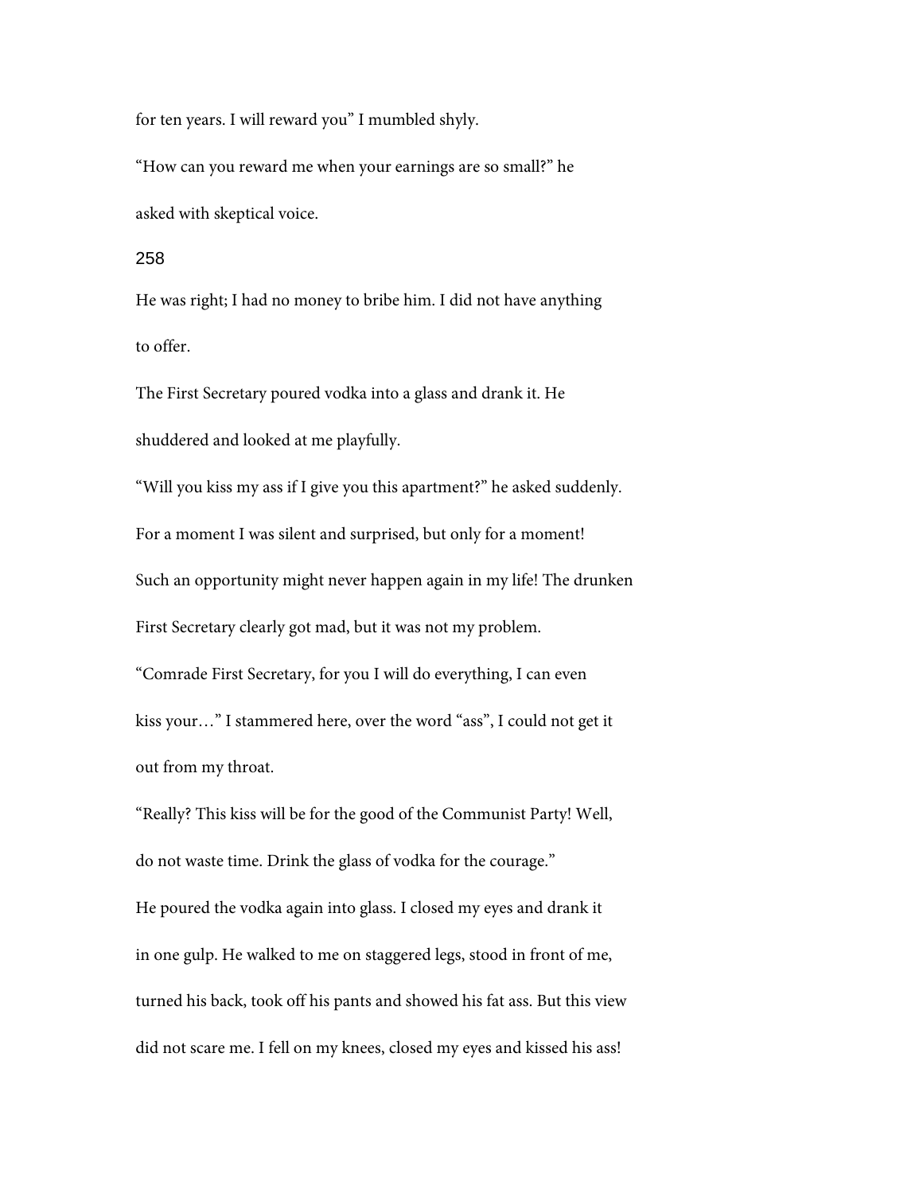for ten years. I will reward you" I mumbled shyly.

"How can you reward me when your earnings are so small?" he asked with skeptical voice.

He was right; I had no money to bribe him. I did not have anything to offer.

The First Secretary poured vodka into a glass and drank it. He shuddered and looked at me playfully.

"Will you kiss my ass if I give you this apartment?" he asked suddenly.

For a moment I was silent and surprised, but only for a moment! Such an opportunity might never happen again in my life! The drunken First Secretary clearly got mad, but it was not my problem.

"Comrade First Secretary, for you I will do everything, I can even kiss your…" I stammered here, over the word "ass", I could not get it out from my throat.

"Really? This kiss will be for the good of the Communist Party! Well, do not waste time. Drink the glass of vodka for the courage."

He poured the vodka again into glass. I closed my eyes and drank it in one gulp. He walked to me on staggered legs, stood in front of me, turned his back, took off his pants and showed his fat ass. But this view did not scare me. I fell on my knees, closed my eyes and kissed his ass!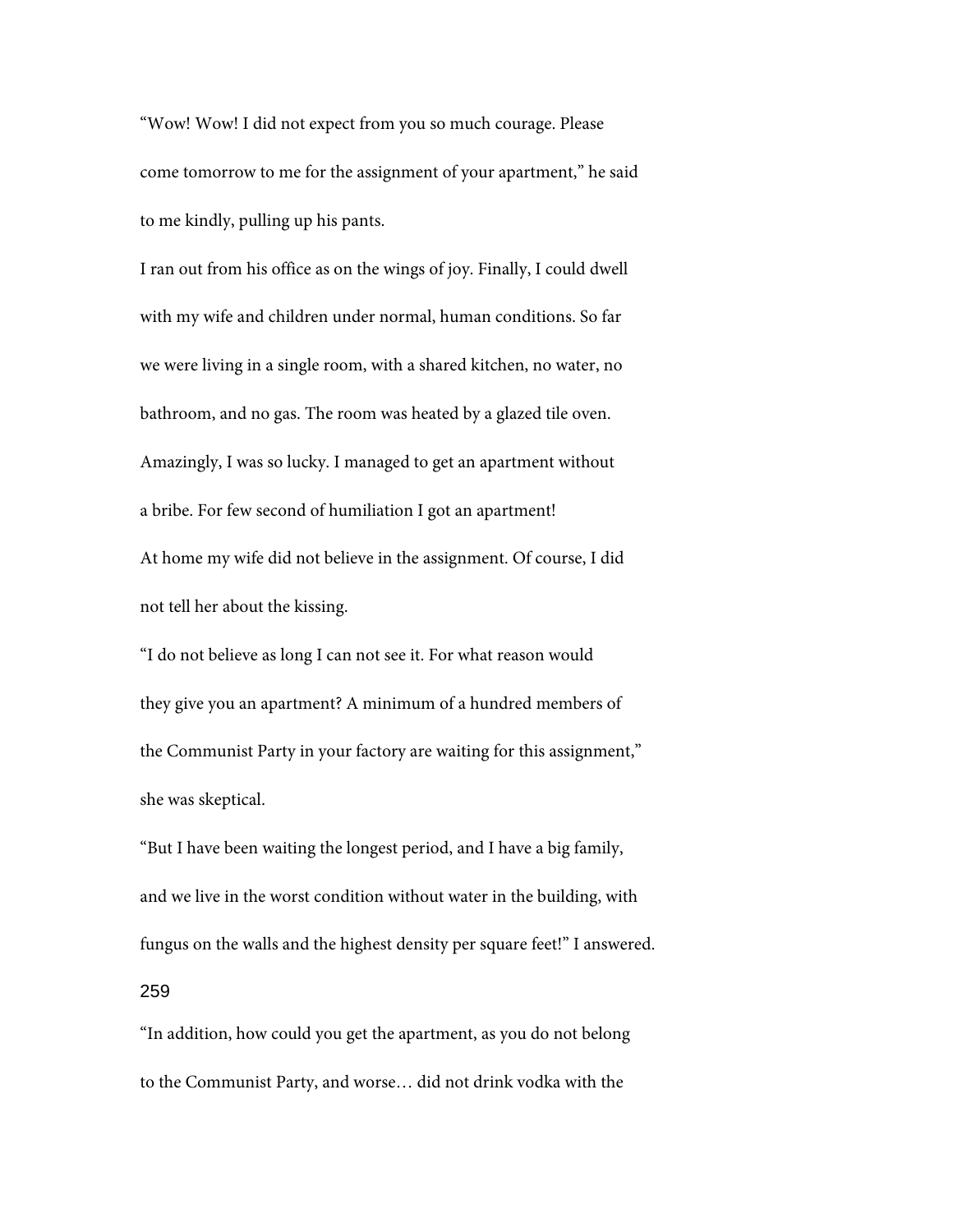"Wow! Wow! I did not expect from you so much courage. Please come tomorrow to me for the assignment of your apartment," he said to me kindly, pulling up his pants.

I ran out from his office as on the wings of joy. Finally, I could dwell with my wife and children under normal, human conditions. So far we were living in a single room, with a shared kitchen, no water, no bathroom, and no gas. The room was heated by a glazed tile oven. Amazingly, I was so lucky. I managed to get an apartment without a bribe. For few second of humiliation I got an apartment!

At home my wife did not believe in the assignment. Of course, I did not tell her about the kissing.

"I do not believe as long I can not see it. For what reason would they give you an apartment? A minimum of a hundred members of the Communist Party in your factory are waiting for this assignment," she was skeptical.

"But I have been waiting the longest period, and I have a big family, and we live in the worst condition without water in the building, with fungus on the walls and the highest density per square feet!" I answered.

"In addition, how could you get the apartment, as you do not belong to the Communist Party, and worse… did not drink vodka with the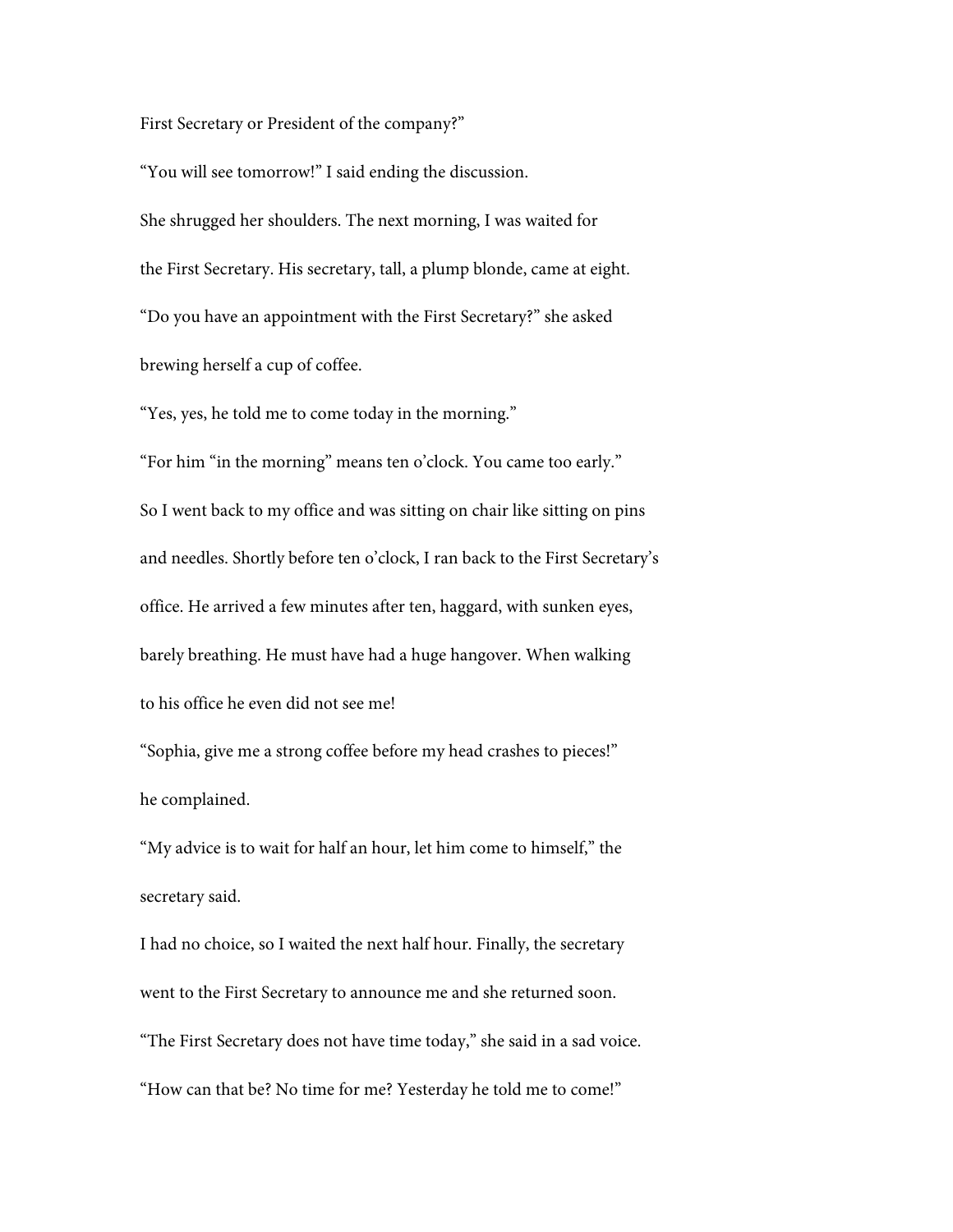First Secretary or President of the company?"

"You will see tomorrow!" I said ending the discussion.

She shrugged her shoulders. The next morning, I was waited for the First Secretary. His secretary, tall, a plump blonde, came at eight.

"Do you have an appointment with the First Secretary?" she asked brewing herself a cup of coffee.

"Yes, yes, he told me to come today in the morning."

"For him "in the morning" means ten o'clock. You came too early."

So I went back to my office and was sitting on chair like sitting on pins and needles. Shortly before ten o'clock, I ran back to the First Secretary's office. He arrived a few minutes after ten, haggard, with sunken eyes, barely breathing. He must have had a huge hangover. When walking to his office he even did not see me!

"Sophia, give me a strong coffee before my head crashes to pieces!" he complained.

"My advice is to wait for half an hour, let him come to himself," the secretary said.

I had no choice, so I waited the next half hour. Finally, the secretary went to the First Secretary to announce me and she returned soon.

"The First Secretary does not have time today," she said in a sad voice.

"How can that be? No time for me? Yesterday he told me to come!"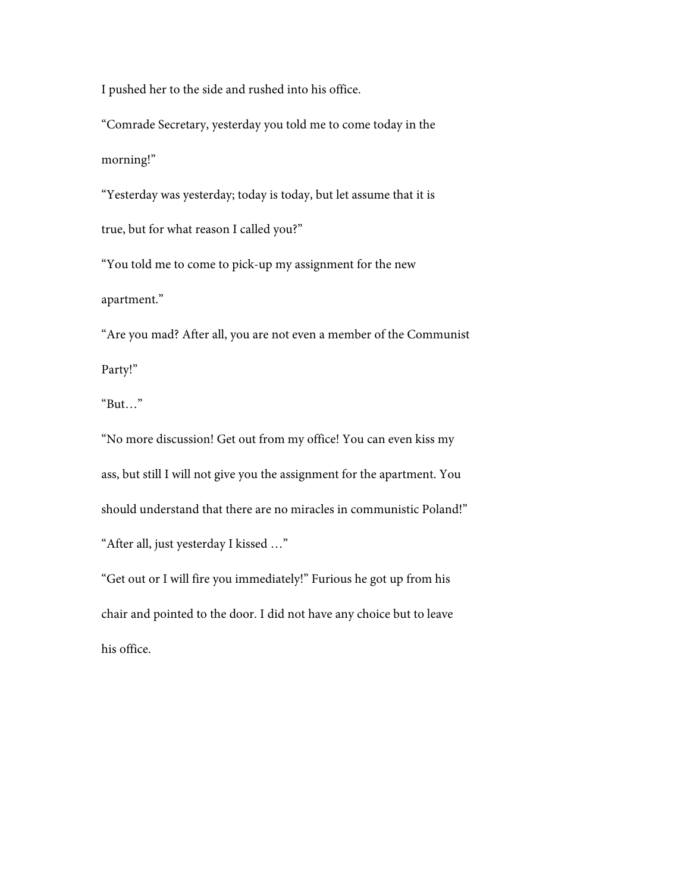I pushed her to the side and rushed into his office.

"Comrade Secretary, yesterday you told me to come today in the morning!"

"Yesterday was yesterday; today is today, but let assume that it is true, but for what reason I called you?"

"You told me to come to pick-up my assignment for the new apartment."

"Are you mad? After all, you are not even a member of the Communist Party!"

"But…"

"No more discussion! Get out from my office! You can even kiss my ass, but still I will not give you the assignment for the apartment. You should understand that there are no miracles in communistic Poland!"

"After all, just yesterday I kissed …"

"Get out or I will fire you immediately!" Furious he got up from his chair and pointed to the door. I did not have any choice but to leave his office.